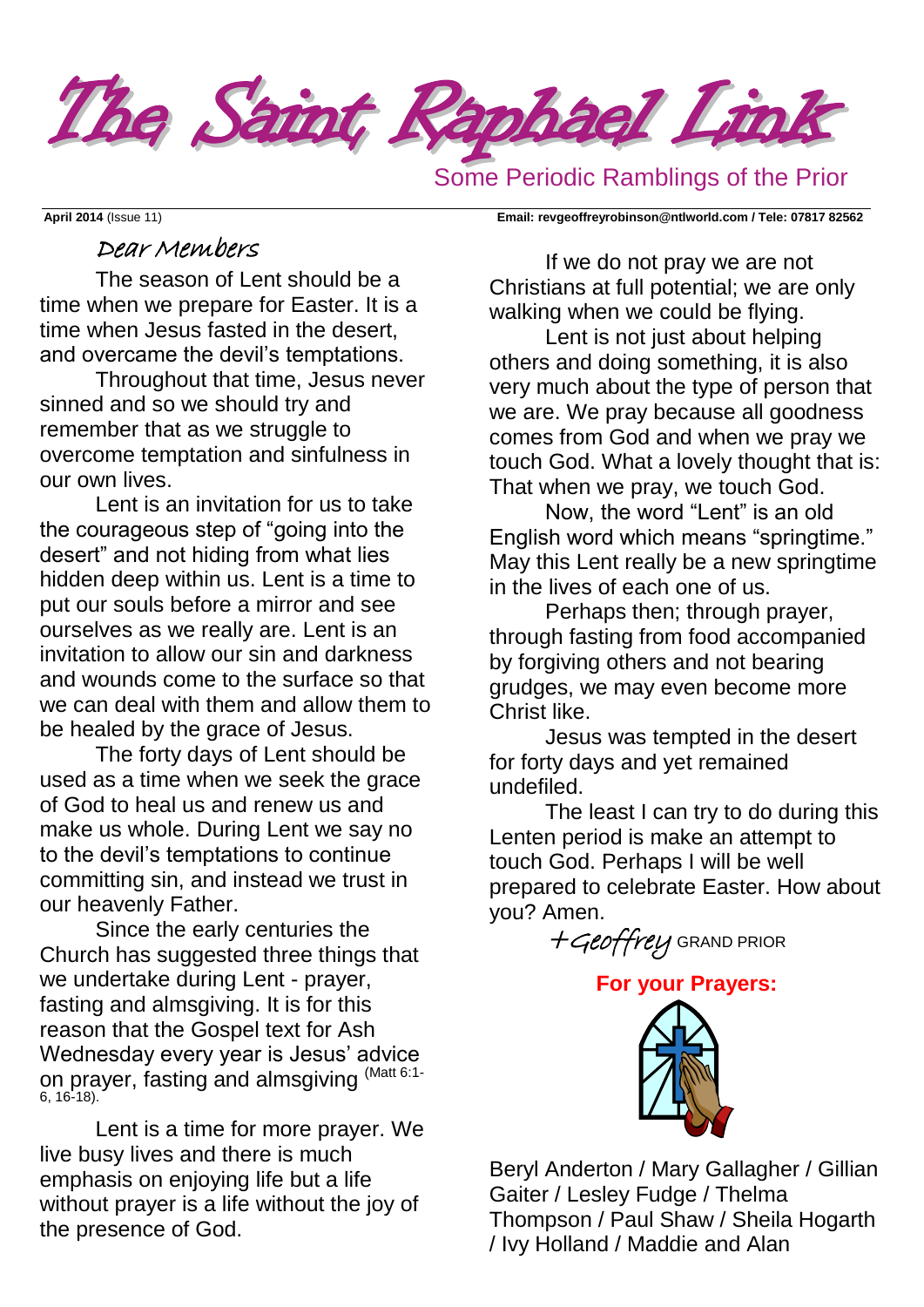# The Saint Raphael Link

Some Periodic Ramblings of the Prior

**April 2014** (Issue 11) **Email: revgeoffreyrobinson@ntlworld.com / Tele: 07817 82562**

## Dear Members

The season of Lent should be a time when we prepare for Easter. It is a time when Jesus fasted in the desert, and overcame the devil's temptations.

Throughout that time, Jesus never sinned and so we should try and remember that as we struggle to overcome temptation and sinfulness in our own lives.

Lent is an invitation for us to take the courageous step of "going into the desert" and not hiding from what lies hidden deep within us. Lent is a time to put our souls before a mirror and see ourselves as we really are. Lent is an invitation to allow our sin and darkness and wounds come to the surface so that we can deal with them and allow them to be healed by the grace of Jesus.

The forty days of Lent should be used as a time when we seek the grace of God to heal us and renew us and make us whole. During Lent we say no to the devil's temptations to continue committing sin, and instead we trust in our heavenly Father.

Since the early centuries the Church has suggested three things that we undertake during Lent - prayer, fasting and almsgiving. It is for this reason that the Gospel text for Ash Wednesday every year is Jesus' advice on prayer, fasting and almsgiving (Matt 6:1-6, 16-18).

Lent is a time for more prayer. We live busy lives and there is much emphasis on enjoying life but a life without prayer is a life without the joy of the presence of God.

If we do not pray we are not Christians at full potential; we are only walking when we could be flying.

Lent is not just about helping others and doing something, it is also very much about the type of person that we are. We pray because all goodness comes from God and when we pray we touch God. What a lovely thought that is: That when we pray, we touch God.

Now, the word "Lent" is an old English word which means "springtime." May this Lent really be a new springtime in the lives of each one of us.

Perhaps then; through prayer, through fasting from food accompanied by forgiving others and not bearing grudges, we may even become more Christ like.

Jesus was tempted in the desert for forty days and yet remained undefiled.

The least I can try to do during this Lenten period is make an attempt to touch God. Perhaps I will be well prepared to celebrate Easter. How about you? Amen.

+Geoffrey GRAND PRIOR

**For your Prayers:**

Beryl Anderton / Mary Gallagher / Gillian Gaiter / Lesley Fudge / Thelma Thompson / Paul Shaw / Sheila Hogarth / Ivy Holland / Maddie and Alan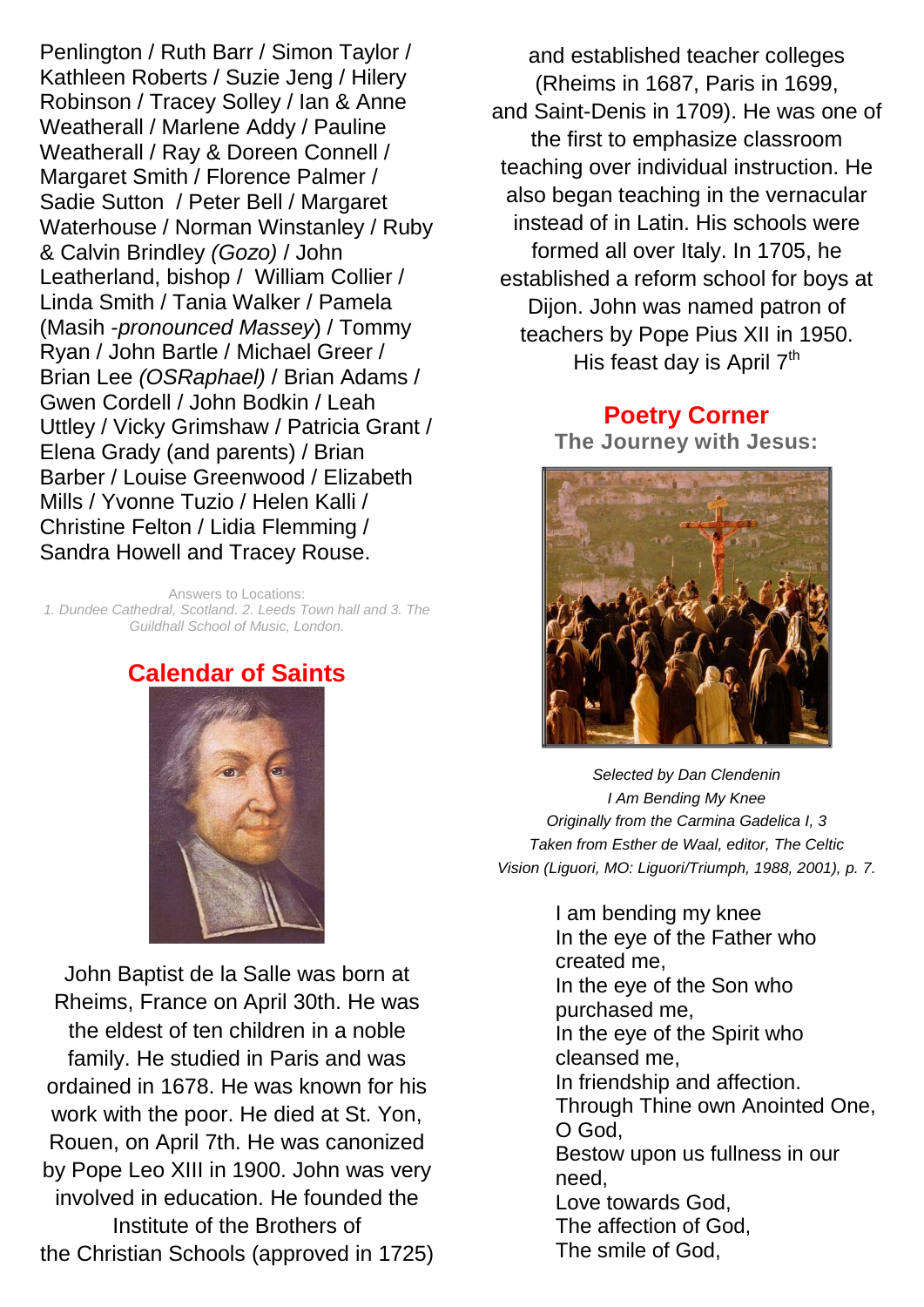Penlington / Ruth Barr / Simon Taylor / Kathleen Roberts / Suzie Jeng / Hilery Robinson / Tracey Solley / Ian & Anne Weatherall / Marlene Addy / Pauline Weatherall / Ray & Doreen Connell / Margaret Smith / Florence Palmer / Sadie Sutton / Peter Bell / Margaret Waterhouse / Norman Winstanley / Ruby & Calvin Brindley *(Gozo)* / John Leatherland, bishop / William Collier / Linda Smith / Tania Walker / Pamela (Masih -*pronounced Massey*) / Tommy Ryan / John Bartle / Michael Greer / Brian Lee *(OSRaphael)* / Brian Adams / Gwen Cordell / John Bodkin / Leah Uttley / Vicky Grimshaw / Patricia Grant / Elena Grady (and parents) / Brian Barber / Louise Greenwood / Elizabeth Mills / Yvonne Tuzio / Helen Kalli / Christine Felton / Lidia Flemming / Sandra Howell and Tracey Rouse.

Answers to Locations:
*1. Dundee Cathedral, Scotland. 2. Leeds Town hall and 3. The Guildhall School of Music, London.*

## Calendar of Saints

John Baptist de la Salle was born at Rheims, France on April 30th. He was the eldest of ten children in a noble family. He studied in Paris and was ordained in 1678. He was known for his work with the poor. He died at St. Yon, Rouen, on April 7th. He was canonized by Pope Leo XIII in 1900. John was very involved in education. He founded the Institute of the Brothers of the Christian Schools (approved in 1725) and established teacher colleges (Rheims in 1687, Paris in 1699, and Saint-Denis in 1709). He was one of the first to emphasize classroom teaching over individual instruction. He also began teaching in the vernacular instead of in Latin. His schools were formed all over Italy. In 1705, he established a reform school for boys at Dijon. John was named patron of teachers by Pope Pius XII in 1950. His feast day is April 7th

## Poetry Corner

**The Journey with Jesus:**

*Selected by Dan Clendenin*
*I Am Bending My Knee*
*Originally from the Carmina Gadelica I, 3*
*Taken from Esther de Waal, editor, The Celtic Vision (Liguori, MO: Liguori/Triumph, 1988, 2001), p. 7.*

I am bending my knee
In the eye of the Father who created me,
In the eye of the Son who purchased me,
In the eye of the Spirit who cleansed me,
In friendship and affection.
Through Thine own Anointed One, O God,
Bestow upon us fullness in our need,
Love towards God,
The affection of God,
The smile of God,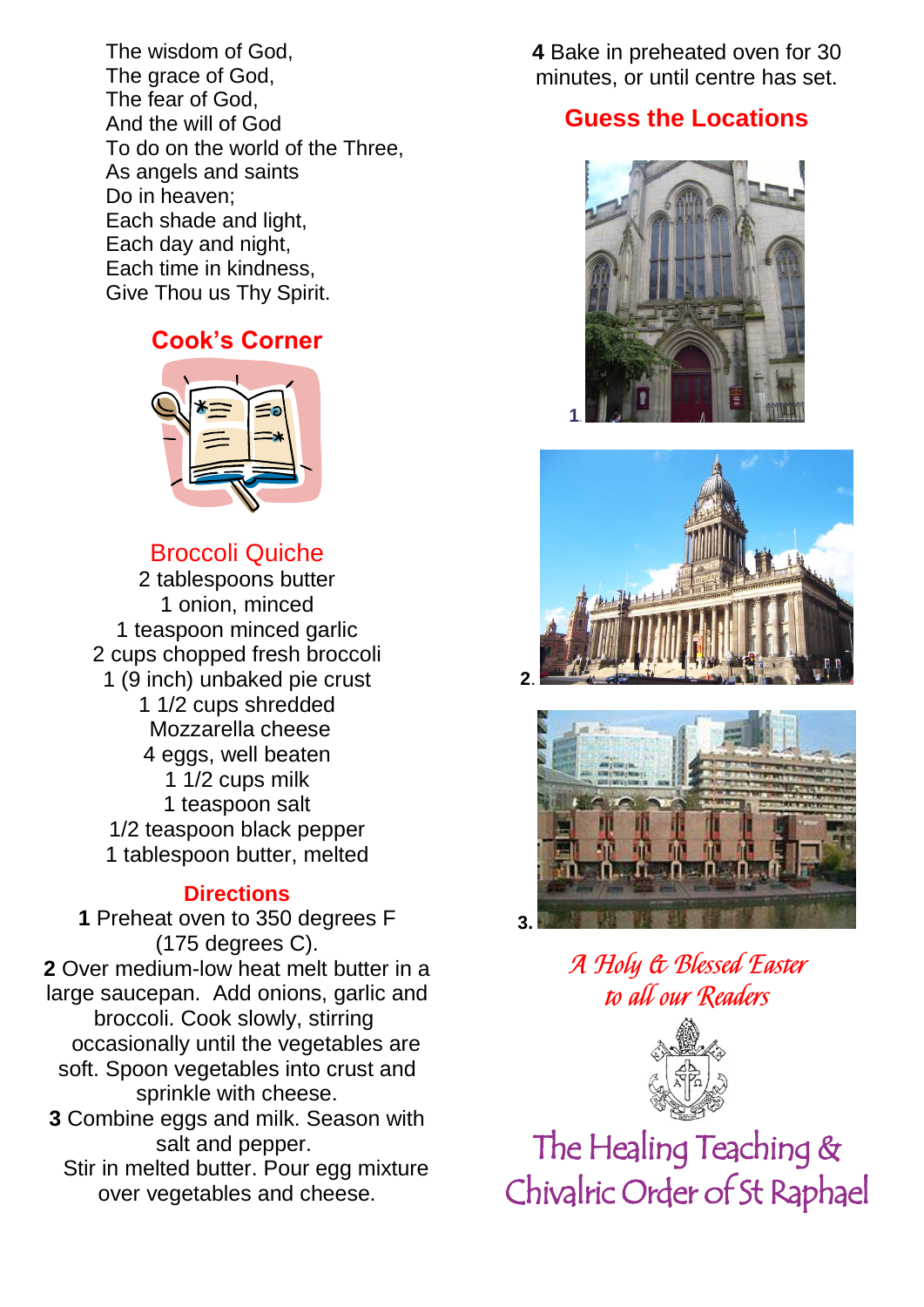The wisdom of God,
The grace of God,
The fear of God,
And the will of God
To do on the world of the Three,
As angels and saints
Do in heaven;
Each shade and light,
Each day and night,
Each time in kindness,
Give Thou us Thy Spirit.

## Cook's Corner

### Broccoli Quiche

2 tablespoons butter
1 onion, minced
1 teaspoon minced garlic
2 cups chopped fresh broccoli
1 (9 inch) unbaked pie crust
1 1/2 cups shredded Mozzarella cheese
4 eggs, well beaten
1 1/2 cups milk
1 teaspoon salt
1/2 teaspoon black pepper
1 tablespoon butter, melted

### Directions

**1** Preheat oven to 350 degrees F (175 degrees C).
**2** Over medium-low heat melt butter in a large saucepan. Add onions, garlic and broccoli. Cook slowly, stirring occasionally until the vegetables are soft. Spoon vegetables into crust and sprinkle with cheese.
**3** Combine eggs and milk. Season with salt and pepper.
Stir in melted butter. Pour egg mixture over vegetables and cheese.
**4** Bake in preheated oven for 30 minutes, or until centre has set.

## Guess the Locations

1.

2.

3.

*A Holy & Blessed Easter to all our Readers*

# The Healing Teaching & Chivalric Order of St Raphael